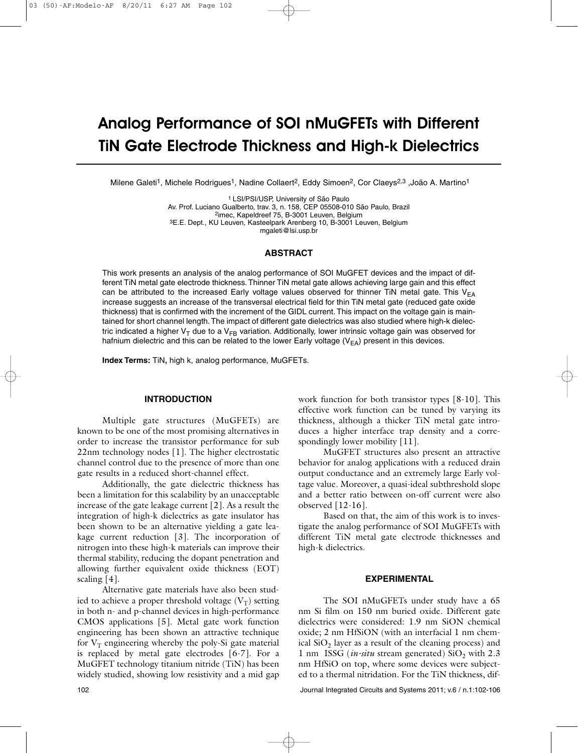# Analog Performance of SOI nMuGFETs with Different TiN Gate Electrode Thickness and High-k Dielectrics

Milene Galeti[1], Michele Rodrigues[1], Nadine Collaert[2], Eddy Simoen[2], Cor Claeys[2,3], João A. Martino[1]

[1] LSI/PSI/USP, University of São Paulo
Av. Prof. Luciano Gualberto, trav. 3, n. 158, CEP 05508-010 São Paulo, Brazil
[2] imec, Kapeldreef 75, B-3001 Leuven, Belgium
[3] E.E. Dept., KU Leuven, Kasteelpark Arenberg 10, B-3001 Leuven, Belgium
mgaleti@lsi.usp.br

## ABSTRACT

This work presents an analysis of the analog performance of SOI MuGFET devices and the impact of different TiN metal gate electrode thickness. Thinner TiN metal gate allows achieving large gain and this effect can be attributed to the increased Early voltage values observed for thinner TiN metal gate. This $V_{EA}$ increase suggests an increase of the transversal electrical field for thin TiN metal gate (reduced gate oxide thickness) that is confirmed with the increment of the GIDL current. This impact on the voltage gain is maintained for short channel length. The impact of different gate dielectrics was also studied where high-k dielectric indicated a higher $V_T$ due to a $V_{FB}$ variation. Additionally, lower intrinsic voltage gain was observed for hafnium dielectric and this can be related to the lower Early voltage ($V_{EA}$) present in this devices.

**Index Terms:** TiN, high k, analog performance, MuGFETs.

## INTRODUCTION

Multiple gate structures (MuGFETs) are known to be one of the most promising alternatives in order to increase the transistor performance for sub 22nm technology nodes [1]. The higher electrostatic channel control due to the presence of more than one gate results in a reduced short-channel effect.

Additionally, the gate dielectric thickness has been a limitation for this scalability by an unacceptable increase of the gate leakage current [2]. As a result the integration of high-k dielectrics as gate insulator has been shown to be an alternative yielding a gate leakage current reduction [3]. The incorporation of nitrogen into these high-k materials can improve their thermal stability, reducing the dopant penetration and allowing further equivalent oxide thickness (EOT) scaling [4].

Alternative gate materials have also been studied to achieve a proper threshold voltage ($V_T$) setting in both n- and p-channel devices in high-performance CMOS applications [5]. Metal gate work function engineering has been shown an attractive technique for $V_T$ engineering whereby the poly-Si gate material is replaced by metal gate electrodes [6-7]. For a MuGFET technology titanium nitride (TiN) has been widely studied, showing low resistivity and a mid gap work function for both transistor types [8-10]. This effective work function can be tuned by varying its thickness, although a thicker TiN metal gate introduces a higher interface trap density and a correspondingly lower mobility [11].

MuGFET structures also present an attractive behavior for analog applications with a reduced drain output conductance and an extremely large Early voltage value. Moreover, a quasi-ideal subthreshold slope and a better ratio between on-off current were also observed [12-16].

Based on that, the aim of this work is to investigate the analog performance of SOI MuGFETs with different TiN metal gate electrode thicknesses and high-k dielectrics.

## EXPERIMENTAL

The SOI nMuGFETs under study have a 65 nm Si film on 150 nm buried oxide. Different gate dielectrics were considered: 1.9 nm SiON chemical oxide; 2 nm HfSiON (with an interfacial 1 nm chemical $SiO_2$ layer as a result of the cleaning process) and 1 nm ISSG (*in-situ* stream generated) $SiO_2$ with 2.3 nm HfSiO on top, where some devices were subjected to a thermal nitridation. For the TiN thickness, dif-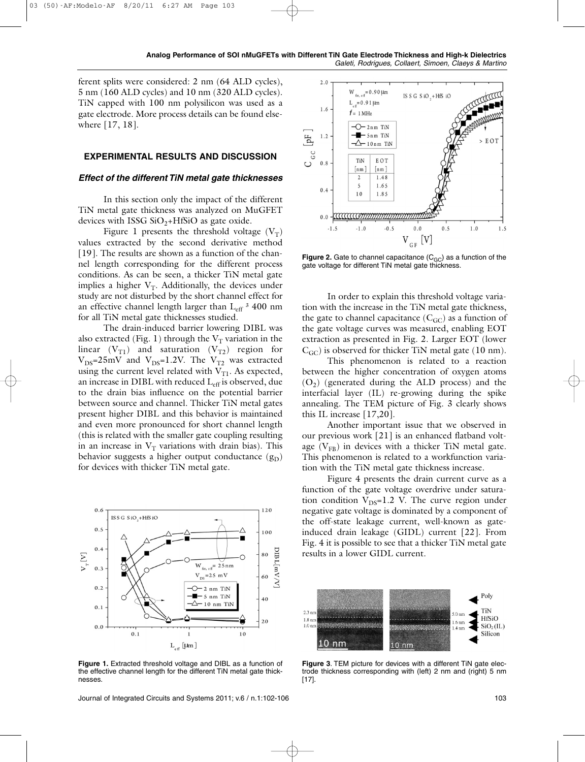ferent splits were considered: 2 nm (64 ALD cycles), 5 nm (160 ALD cycles) and 10 nm (320 ALD cycles). TiN capped with 100 nm polysilicon was used as a gate electrode. More process details can be found elsewhere [17, 18].

## EXPERIMENTAL RESULTS AND DISCUSSION

### *Effect of the different TiN metal gate thicknesses*

In this section only the impact of the different TiN metal gate thickness was analyzed on MuGFET devices with ISSG $SiO_2$+HfSiO as gate oxide.

Figure 1 presents the threshold voltage ($V_T$) values extracted by the second derivative method [19]. The results are shown as a function of the channel length corresponding for the different process conditions. As can be seen, a thicker TiN metal gate implies a higher $V_T$. Additionally, the devices under study are not disturbed by the short channel effect for an effective channel length larger than $L_{eff} \geq 400$ nm for all TiN metal gate thicknesses studied.

The drain-induced barrier lowering DIBL was also extracted (Fig. 1) through the $V_T$ variation in the linear ($V_{T1}$) and saturation ($V_{T2}$) region for $V_{DS}$=25mV and $V_{DS}$=1.2V. The $V_{T2}$ was extracted using the current level related with $V_{T1}$. As expected, an increase in DIBL with reduced $L_{eff}$ is observed, due to the drain bias influence on the potential barrier between source and channel. Thicker TiN metal gates present higher DIBL and this behavior is maintained and even more pronounced for short channel length (this is related with the smaller gate coupling resulting in an increase in $V_T$ variations with drain bias). This behavior suggests a higher output conductance ($g_D$) for devices with thicker TiN metal gate.

**Figure 1.** Extracted threshold voltage and DIBL as a function of the effective channel length for the different TiN metal gate thicknesses.

**Figure 2.** Gate to channel capacitance ($C_{GC}$) as a function of the gate voltage for different TiN metal gate thickness.

In order to explain this threshold voltage variation with the increase in the TiN metal gate thickness, the gate to channel capacitance ($C_{GC}$) as a function of the gate voltage curves was measured, enabling EOT extraction as presented in Fig. 2. Larger EOT (lower $C_{GC}$) is observed for thicker TiN metal gate (10 nm).

This phenomenon is related to a reaction between the higher concentration of oxygen atoms ($O_2$) (generated during the ALD process) and the interfacial layer (IL) re-growing during the spike annealing. The TEM picture of Fig. 3 clearly shows this IL increase [17,20].

Another important issue that we observed in our previous work [21] is an enhanced flatband voltage ($V_{FB}$) in devices with a thicker TiN metal gate. This phenomenon is related to a workfunction variation with the TiN metal gate thickness increase.

Figure 4 presents the drain current curve as a function of the gate voltage overdrive under saturation condition $V_{DS}$=1.2 V. The curve region under negative gate voltage is dominated by a component of the off-state leakage current, well-known as gate-induced drain leakage (GIDL) current [22]. From Fig. 4 it is possible to see that a thicker TiN metal gate results in a lower GIDL current.

**Figure 3**. TEM picture for devices with a different TiN gate electrode thickness corresponding with (left) 2 nm and (right) 5 nm [17].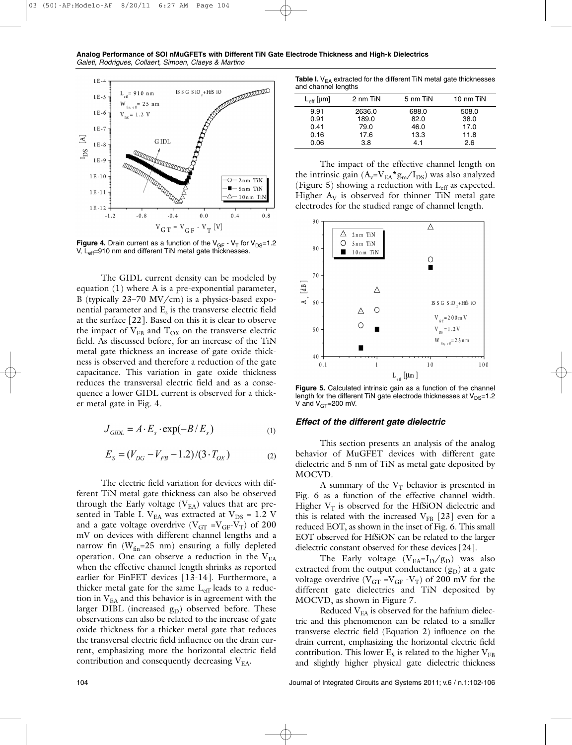**Figure 4.** Drain current as a function of the $V_{GF}$ - $V_T$ for $V_{DS}$=1.2 V, $L_{eff}$=910 nm and different TiN metal gate thicknesses.

The GIDL current density can be modeled by equation (1) where A is a pre-exponential parameter, B (typically 23–70 MV/cm) is a physics-based exponential parameter and $E_s$ is the transverse electric field at the surface [22]. Based on this it is clear to observe the impact of $V_{FB}$ and $T_{OX}$ on the transverse electric field. As discussed before, for an increase of the TiN metal gate thickness an increase of gate oxide thickness is observed and therefore a reduction of the gate capacitance. This variation in gate oxide thickness reduces the transversal electric field and as a consequence a lower GIDL current is observed for a thicker metal gate in Fig. 4.

$$J_{GIDL} = A \cdot E_s \cdot \exp(-B/E_s) \tag{1}$$

$$E_S = (V_{DG} - V_{FB} - 1.2)/(3 \cdot T_{OX}) \tag{2}$$

The electric field variation for devices with different TiN metal gate thickness can also be observed through the Early voltage ($V_{EA}$) values that are presented in Table I. $V_{EA}$ was extracted at $V_{DS}$ = 1.2 V and a gate voltage overdrive ($V_{GT}$ =$V_{GF}$-$V_T$) of 200 mV on devices with different channel lengths and a narrow fin ($W_{fin}$=25 nm) ensuring a fully depleted operation. One can observe a reduction in the $V_{EA}$ when the effective channel length shrinks as reported earlier for FinFET devices [13-14]. Furthermore, a thicker metal gate for the same $L_{eff}$ leads to a reduction in $V_{EA}$ and this behavior is in agreement with the larger DIBL (increased $g_D$) observed before. These observations can also be related to the increase of gate oxide thickness for a thicker metal gate that reduces the transversal electric field influence on the drain current, emphasizing more the horizontal electric field contribution and consequently decreasing $V_{EA}$.

**Table I.** $V_{EA}$ extracted for the different TiN metal gate thicknesses and channel lengths

| $L_{eff}$ [µm] | 2 nm TiN | 5 nm TiN | 10 nm TiN |
|---|---|---|---|
| 9.91 | 2636.0 | 688.0 | 508.0 |
| 0.91 | 189.0 | 82.0 | 38.0 |
| 0.41 | 79.0 | 46.0 | 17.0 |
| 0.16 | 17.6 | 13.3 | 11.8 |
| 0.06 | 3.8 | 4.1 | 2.6 |

The impact of the effective channel length on the intrinsic gain ($A_v$=$V_{EA}$*$g_m$/$I_{DS}$) was also analyzed (Figure 5) showing a reduction with $L_{eff}$ as expected. Higher $A_V$ is observed for thinner TiN metal gate electrodes for the studied range of channel length.

**Figure 5.** Calculated intrinsic gain as a function of the channel length for the different TiN gate electrode thicknesses at $V_{DS}$=1.2 V and $V_{GT}$=200 mV.

### *Effect of the different gate dielectric*

This section presents an analysis of the analog behavior of MuGFET devices with different gate dielectric and 5 nm of TiN as metal gate deposited by MOCVD.

A summary of the $V_T$ behavior is presented in Fig. 6 as a function of the effective channel width. Higher $V_T$ is observed for the HfSiON dielectric and this is related with the increased $V_{FB}$ [23] even for a reduced EOT, as shown in the inset of Fig. 6. This small EOT observed for HfSiON can be related to the larger dielectric constant observed for these devices [24].

The Early voltage ($V_{EA}$=$I_D$/$g_D$) was also extracted from the output conductance ($g_D$) at a gate voltage overdrive ($V_{GT}$ =$V_{GF}$ -$V_T$) of 200 mV for the different gate dielectrics and TiN deposited by MOCVD, as shown in Figure 7.

Reduced $V_{EA}$ is observed for the hafnium dielectric and this phenomenon can be related to a smaller transverse electric field (Equation 2) influence on the drain current, emphasizing the horizontal electric field contribution. This lower $E_S$ is related to the higher $V_{FB}$ and slightly higher physical gate dielectric thickness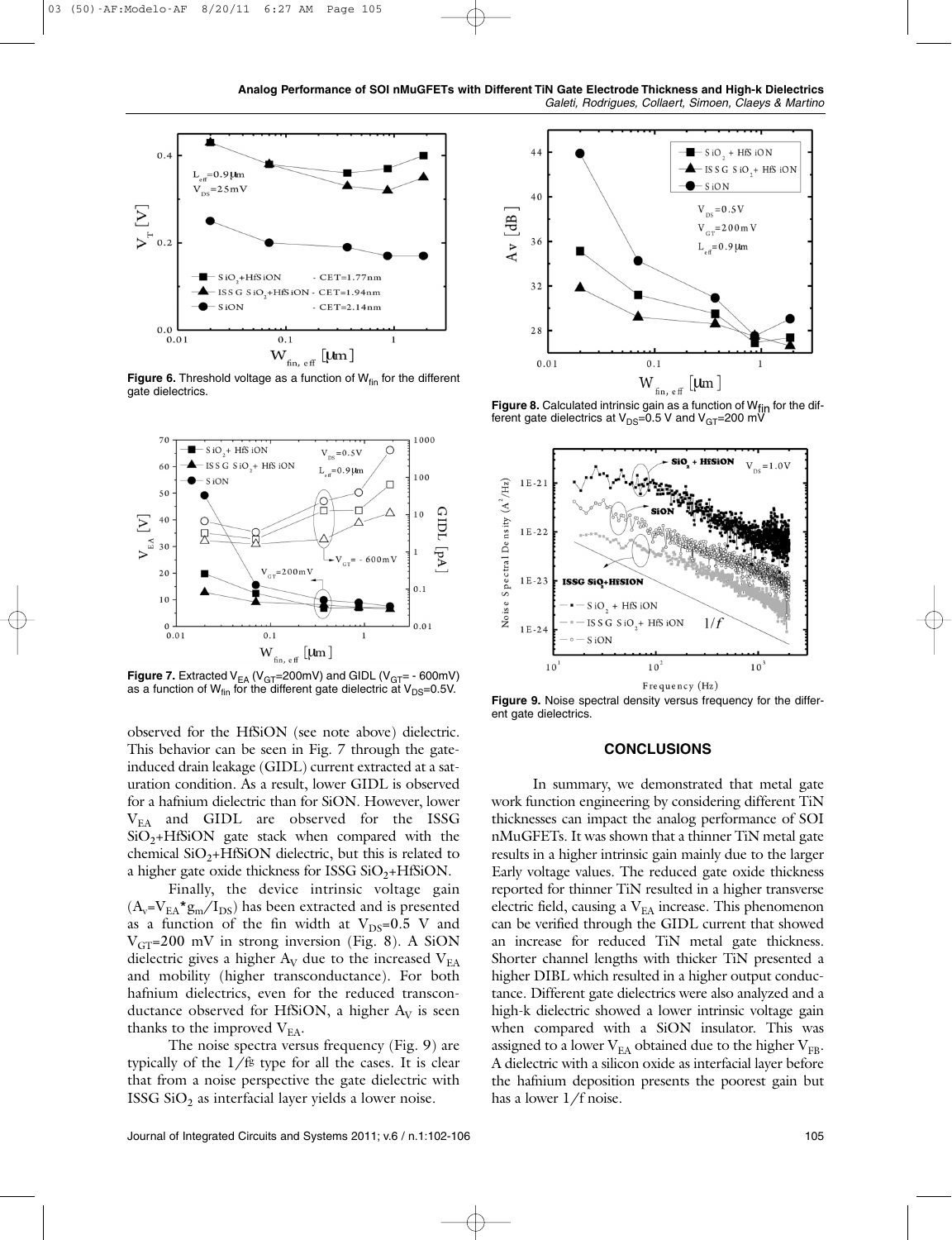**Figure 6.** Threshold voltage as a function of $W_{fin}$ for the different gate dielectrics.

**Figure 7.** Extracted $V_{EA}$ ($V_{GT}$=200mV) and GIDL ($V_{GT}$= - 600mV) as a function of $W_{fin}$ for the different gate dielectric at $V_{DS}$=0.5V.

observed for the HfSiON (see note above) dielectric. This behavior can be seen in Fig. 7 through the gate-induced drain leakage (GIDL) current extracted at a saturation condition. As a result, lower GIDL is observed for a hafnium dielectric than for SiON. However, lower $V_{EA}$ and GIDL are observed for the ISSG $SiO_2$+HfSiON gate stack when compared with the chemical $SiO_2$+HfSiON dielectric, but this is related to a higher gate oxide thickness for ISSG $SiO_2$+HfSiON.

Finally, the device intrinsic voltage gain ($A_v$=$V_{EA}$*$g_m$/$I_{DS}$) has been extracted and is presented as a function of the fin width at $V_{DS}$=0.5 V and $V_{GT}$=200 mV in strong inversion (Fig. 8). A SiON dielectric gives a higher $A_V$ due to the increased $V_{EA}$ and mobility (higher transconductance). For both hafnium dielectrics, even for the reduced transconductance observed for HfSiON, a higher $A_V$ is seen thanks to the improved $V_{EA}$.

The noise spectra versus frequency (Fig. 9) are typically of the $1/f^\gamma$ type for all the cases. It is clear that from a noise perspective the gate dielectric with ISSG $SiO_2$ as interfacial layer yields a lower noise.

**Figure 8.** Calculated intrinsic gain as a function of $W_{fin}$ for the different gate dielectrics at $V_{DS}$=0.5 V and $V_{GT}$=200 mV

**Figure 9.** Noise spectral density versus frequency for the different gate dielectrics.

## CONCLUSIONS

In summary, we demonstrated that metal gate work function engineering by considering different TiN thicknesses can impact the analog performance of SOI nMuGFETs. It was shown that a thinner TiN metal gate results in a higher intrinsic gain mainly due to the larger Early voltage values. The reduced gate oxide thickness reported for thinner TiN resulted in a higher transverse electric field, causing a $V_{EA}$ increase. This phenomenon can be verified through the GIDL current that showed an increase for reduced TiN metal gate thickness. Shorter channel lengths with thicker TiN presented a higher DIBL which resulted in a higher output conductance. Different gate dielectrics were also analyzed and a high-k dielectric showed a lower intrinsic voltage gain when compared with a SiON insulator. This was assigned to a lower $V_{EA}$ obtained due to the higher $V_{FB}$. A dielectric with a silicon oxide as interfacial layer before the hafnium deposition presents the poorest gain but has a lower 1/f noise.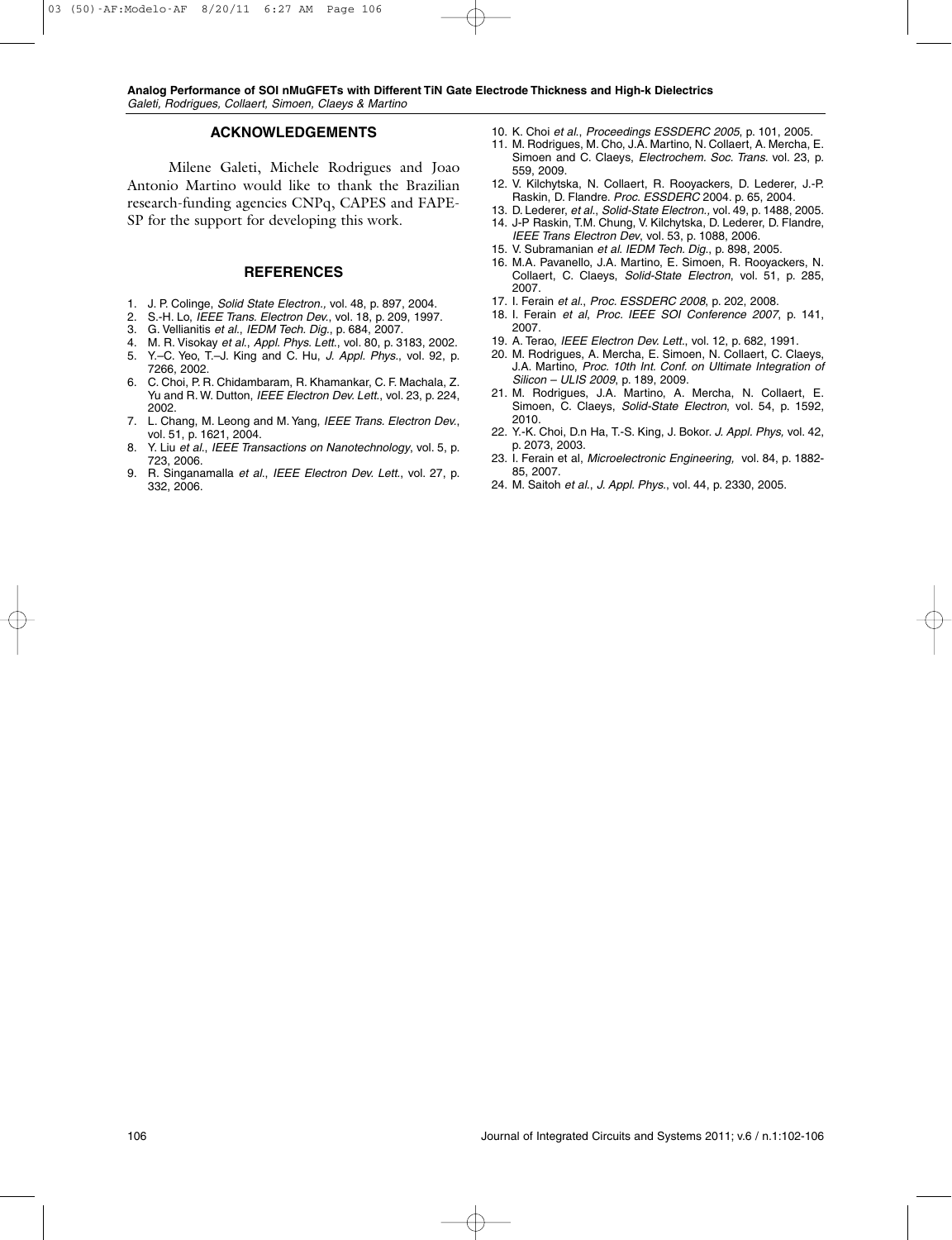## ACKNOWLEDGEMENTS

Milene Galeti, Michele Rodrigues and Joao Antonio Martino would like to thank the Brazilian research-funding agencies CNPq, CAPES and FAPESP for the support for developing this work.

## REFERENCES

1. J. P. Colinge, *Solid State Electron.,* vol. 48, p. 897, 2004.
2. S.-H. Lo, *IEEE Trans. Electron Dev.*, vol. 18, p. 209, 1997.
3. G. Vellianitis *et al.*, *IEDM Tech. Dig.*, p. 684, 2007.
4. M. R. Visokay *et al.*, *Appl. Phys. Lett.*, vol. 80, p. 3183, 2002.
5. Y.–C. Yeo, T.–J. King and C. Hu, *J. Appl. Phys.*, vol. 92, p. 7266, 2002.
6. C. Choi, P. R. Chidambaram, R. Khamankar, C. F. Machala, Z. Yu and R. W. Dutton, *IEEE Electron Dev. Lett.*, vol. 23, p. 224, 2002.
7. L. Chang, M. Leong and M. Yang, *IEEE Trans. Electron Dev.*, vol. 51, p. 1621, 2004.
8. Y. Liu *et al.*, *IEEE Transactions on Nanotechnology*, vol. 5, p. 723, 2006.
9. R. Singanamalla *et al.*, *IEEE Electron Dev. Lett.*, vol. 27, p. 332, 2006.
10. K. Choi *et al.*, *Proceedings ESSDERC 2005*, p. 101, 2005.
11. M. Rodrigues, M. Cho, J.A. Martino, N. Collaert, A. Mercha, E. Simoen and C. Claeys, *Electrochem. Soc. Trans.* vol. 23, p. 559, 2009.
12. V. Kilchytska, N. Collaert, R. Rooyackers, D. Lederer, J.-P. Raskin, D. Flandre. *Proc. ESSDERC* 2004. p. 65, 2004.
13. D. Lederer, *et al.*, *Solid-State Electron.*, vol. 49, p. 1488, 2005.
14. J-P Raskin, T.M. Chung, V. Kilchytska, D. Lederer, D. Flandre, *IEEE Trans Electron Dev*, vol. 53, p. 1088, 2006.
15. V. Subramanian *et al. IEDM Tech. Dig.*, p. 898, 2005.
16. M.A. Pavanello, J.A. Martino, E. Simoen, R. Rooyackers, N. Collaert, C. Claeys, *Solid-State Electron*, vol. 51, p. 285, 2007.
17. I. Ferain *et al.*, *Proc. ESSDERC 2008*, p. 202, 2008.
18. I. Ferain *et al*, *Proc. IEEE SOI Conference 2007*, p. 141, 2007.
19. A. Terao, *IEEE Electron Dev. Lett.*, vol. 12, p. 682, 1991.
20. M. Rodrigues, A. Mercha, E. Simoen, N. Collaert, C. Claeys, J.A. Martino, *Proc. 10th Int. Conf. on Ultimate Integration of Silicon – ULIS 2009*, p. 189, 2009.
21. M. Rodrigues, J.A. Martino, A. Mercha, N. Collaert, E. Simoen, C. Claeys, *Solid-State Electron*, vol. 54, p. 1592, 2010.
22. Y.-K. Choi, D.n Ha, T.-S. King, J. Bokor. *J. Appl. Phys,* vol. 42, p. 2073, 2003.
23. I. Ferain et al, *Microelectronic Engineering,* vol. 84, p. 1882-85, 2007.
24. M. Saitoh *et al.*, *J. Appl. Phys.*, vol. 44, p. 2330, 2005.